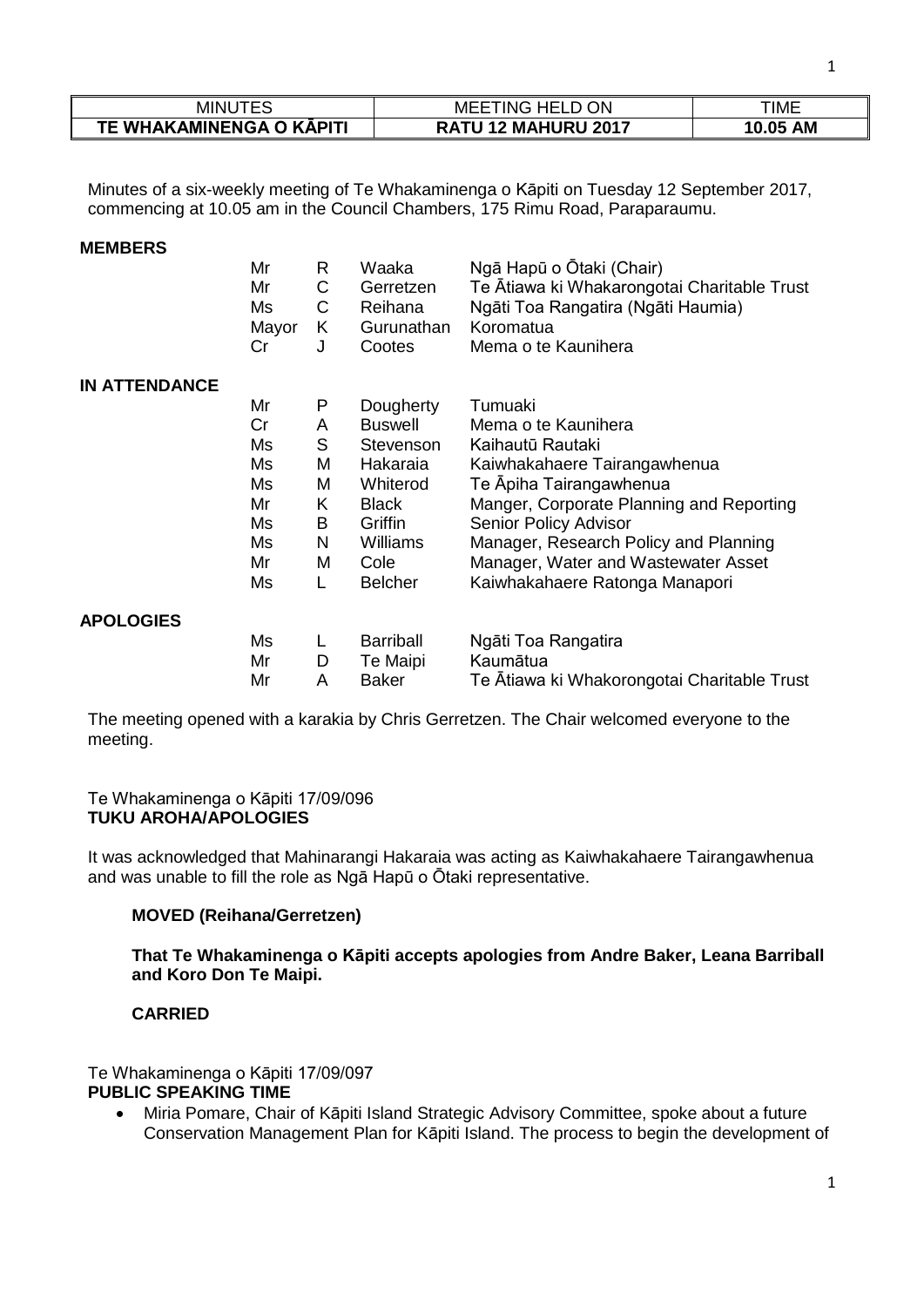| MINUTES | MEETING HELD ON | TIME |
| --- | --- | --- |
| **TE WHAKAMINENGA O KĀPITI** | **RATU 12 MAHURU 2017** | **10.05 AM** |

Minutes of a six-weekly meeting of Te Whakaminenga o Kāpiti on Tuesday 12 September 2017, commencing at 10.05 am in the Council Chambers, 175 Rimu Road, Paraparaumu.

**MEMBERS**

| | | | |
| --- | --- | --- | --- |
| Mr | R | Waaka | Ngā Hapū o Ōtaki (Chair) |
| Mr | C | Gerretzen | Te Ātiawa ki Whakarongotai Charitable Trust |
| Ms | C | Reihana | Ngāti Toa Rangatira (Ngāti Haumia) |
| Mayor | K | Gurunathan | Koromatua |
| Cr | J | Cootes | Mema o te Kaunihera |

**IN ATTENDANCE**

| | | | |
| --- | --- | --- | --- |
| Mr | P | Dougherty | Tumuaki |
| Cr | A | Buswell | Mema o te Kaunihera |
| Ms | S | Stevenson | Kaihautū Rautaki |
| Ms | M | Hakaraia | Kaiwhakahaere Tairangawhenua |
| Ms | M | Whiterod | Te Āpiha Tairangawhenua |
| Mr | K | Black | Manger, Corporate Planning and Reporting |
| Ms | B | Griffin | Senior Policy Advisor |
| Ms | N | Williams | Manager, Research Policy and Planning |
| Mr | M | Cole | Manager, Water and Wastewater Asset |
| Ms | L | Belcher | Kaiwhakahaere Ratonga Manapori |

**APOLOGIES**

| | | | |
| --- | --- | --- | --- |
| Ms | L | Barriball | Ngāti Toa Rangatira |
| Mr | D | Te Maipi | Kaumātua |
| Mr | A | Baker | Te Ātiawa ki Whakorongotai Charitable Trust |

The meeting opened with a karakia by Chris Gerretzen. The Chair welcomed everyone to the meeting.

Te Whakaminenga o Kāpiti 17/09/096
**TUKU AROHA/APOLOGIES**

It was acknowledged that Mahinarangi Hakaraia was acting as Kaiwhakahaere Tairangawhenua and was unable to fill the role as Ngā Hapū o Ōtaki representative.

**MOVED (Reihana/Gerretzen)**

**That Te Whakaminenga o Kāpiti accepts apologies from Andre Baker, Leana Barriball and Koro Don Te Maipi.**

**CARRIED**

Te Whakaminenga o Kāpiti 17/09/097
**PUBLIC SPEAKING TIME**

- Miria Pomare, Chair of Kāpiti Island Strategic Advisory Committee, spoke about a future Conservation Management Plan for Kāpiti Island. The process to begin the development of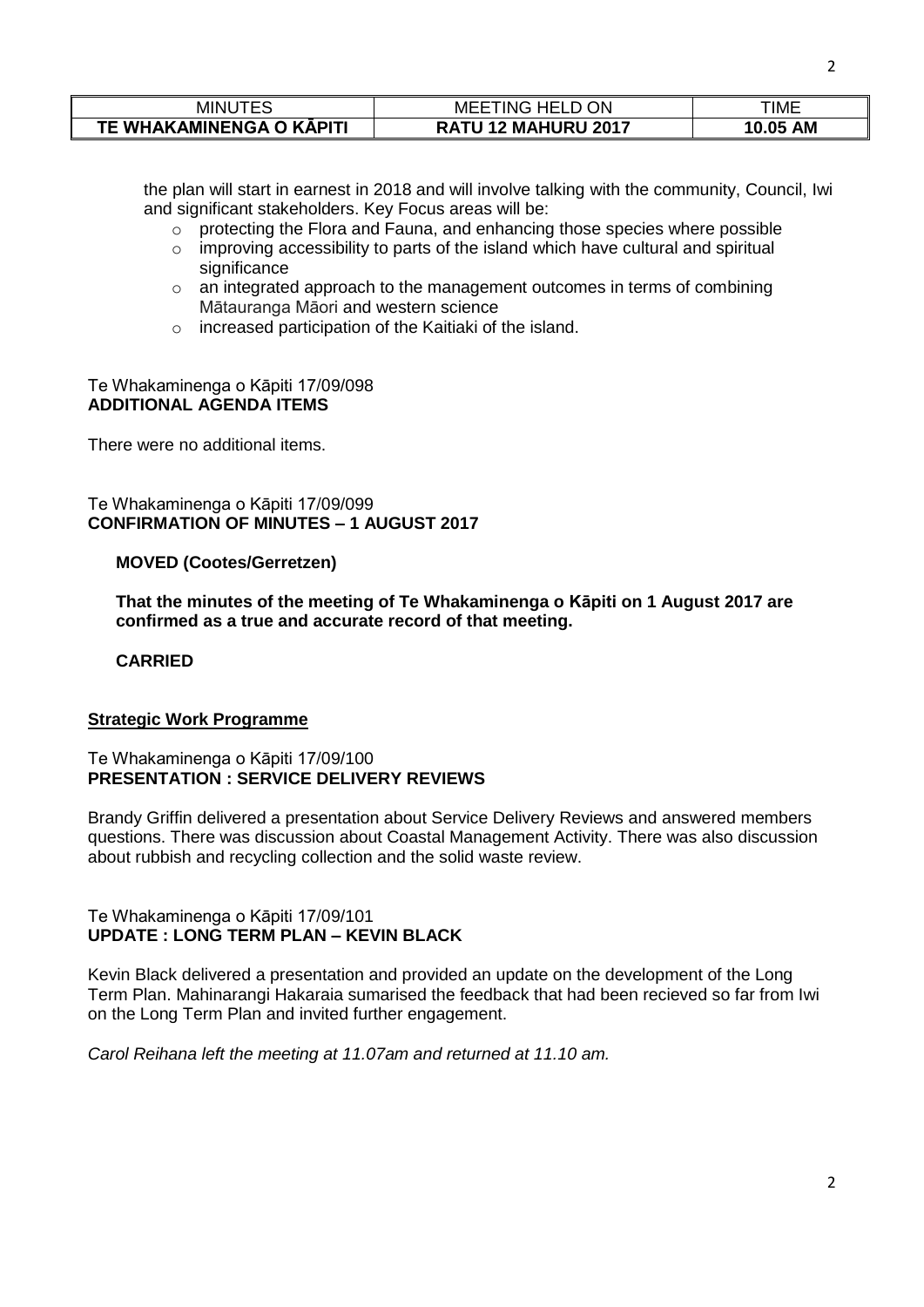the plan will start in earnest in 2018 and will involve talking with the community, Council, Iwi and significant stakeholders. Key Focus areas will be:

- protecting the Flora and Fauna, and enhancing those species where possible
- improving accessibility to parts of the island which have cultural and spiritual significance
- an integrated approach to the management outcomes in terms of combining Mātauranga Māori and western science
- increased participation of the Kaitiaki of the island.

Te Whakaminenga o Kāpiti 17/09/098
**ADDITIONAL AGENDA ITEMS**

There were no additional items.

Te Whakaminenga o Kāpiti 17/09/099
**CONFIRMATION OF MINUTES – 1 AUGUST 2017**

**MOVED (Cootes/Gerretzen)**

**That the minutes of the meeting of Te Whakaminenga o Kāpiti on 1 August 2017 are confirmed as a true and accurate record of that meeting.**

**CARRIED**

**Strategic Work Programme**

Te Whakaminenga o Kāpiti 17/09/100
**PRESENTATION : SERVICE DELIVERY REVIEWS**

Brandy Griffin delivered a presentation about Service Delivery Reviews and answered members questions. There was discussion about Coastal Management Activity. There was also discussion about rubbish and recycling collection and the solid waste review.

Te Whakaminenga o Kāpiti 17/09/101
**UPDATE : LONG TERM PLAN – KEVIN BLACK**

Kevin Black delivered a presentation and provided an update on the development of the Long Term Plan. Mahinarangi Hakaraia sumarised the feedback that had been recieved so far from Iwi on the Long Term Plan and invited further engagement.

*Carol Reihana left the meeting at 11.07am and returned at 11.10 am.*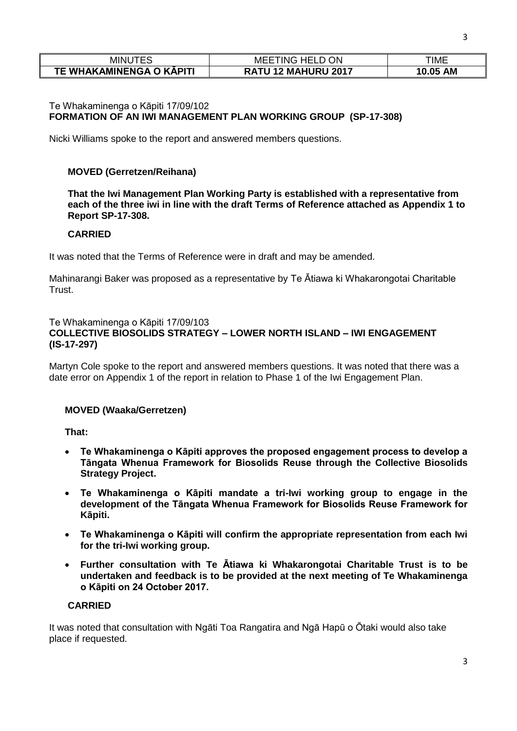| MINUTES | MEETING HELD ON | TIME |
|---|---|---|
| **TE WHAKAMINENGA O KĀPITI** | **RATU 12 MAHURU 2017** | **10.05 AM** |

Te Whakaminenga o Kāpiti 17/09/102
**FORMATION OF AN IWI MANAGEMENT PLAN WORKING GROUP (SP-17-308)**

Nicki Williams spoke to the report and answered members questions.

**MOVED (Gerretzen/Reihana)**

**That the Iwi Management Plan Working Party is established with a representative from each of the three iwi in line with the draft Terms of Reference attached as Appendix 1 to Report SP-17-308.**

**CARRIED**

It was noted that the Terms of Reference were in draft and may be amended.

Mahinarangi Baker was proposed as a representative by Te Ātiawa ki Whakarongotai Charitable Trust.

Te Whakaminenga o Kāpiti 17/09/103
**COLLECTIVE BIOSOLIDS STRATEGY – LOWER NORTH ISLAND – IWI ENGAGEMENT (IS-17-297)**

Martyn Cole spoke to the report and answered members questions. It was noted that there was a date error on Appendix 1 of the report in relation to Phase 1 of the Iwi Engagement Plan.

**MOVED (Waaka/Gerretzen)**

**That:**

- **Te Whakaminenga o Kāpiti approves the proposed engagement process to develop a Tāngata Whenua Framework for Biosolids Reuse through the Collective Biosolids Strategy Project.**
- **Te Whakaminenga o Kāpiti mandate a tri-Iwi working group to engage in the development of the Tāngata Whenua Framework for Biosolids Reuse Framework for Kāpiti.**
- **Te Whakaminenga o Kāpiti will confirm the appropriate representation from each Iwi for the tri-Iwi working group.**
- **Further consultation with Te Ātiawa ki Whakarongotai Charitable Trust is to be undertaken and feedback is to be provided at the next meeting of Te Whakaminenga o Kāpiti on 24 October 2017.**

**CARRIED**

It was noted that consultation with Ngāti Toa Rangatira and Ngā Hapū o Ōtaki would also take place if requested.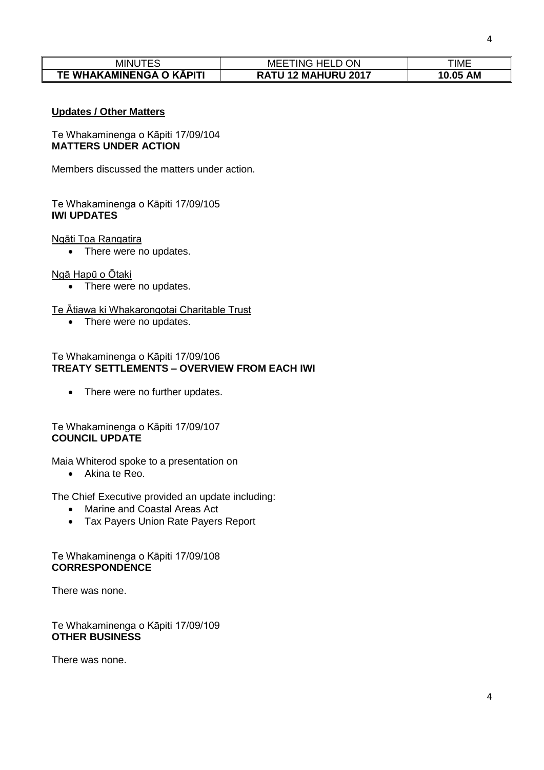**Updates / Other Matters**

Te Whakaminenga o Kāpiti 17/09/104
**MATTERS UNDER ACTION**

Members discussed the matters under action.

Te Whakaminenga o Kāpiti 17/09/105
**IWI UPDATES**

Ngāti Toa Rangatira

- There were no updates.

Ngā Hapū o Ōtaki

- There were no updates.

Te Ātiawa ki Whakarongotai Charitable Trust

- There were no updates.

Te Whakaminenga o Kāpiti 17/09/106
**TREATY SETTLEMENTS – OVERVIEW FROM EACH IWI**

- There were no further updates.

Te Whakaminenga o Kāpiti 17/09/107
**COUNCIL UPDATE**

Maia Whiterod spoke to a presentation on

- Akina te Reo.

The Chief Executive provided an update including:

- Marine and Coastal Areas Act
- Tax Payers Union Rate Payers Report

Te Whakaminenga o Kāpiti 17/09/108
**CORRESPONDENCE**

There was none.

Te Whakaminenga o Kāpiti 17/09/109
**OTHER BUSINESS**

There was none.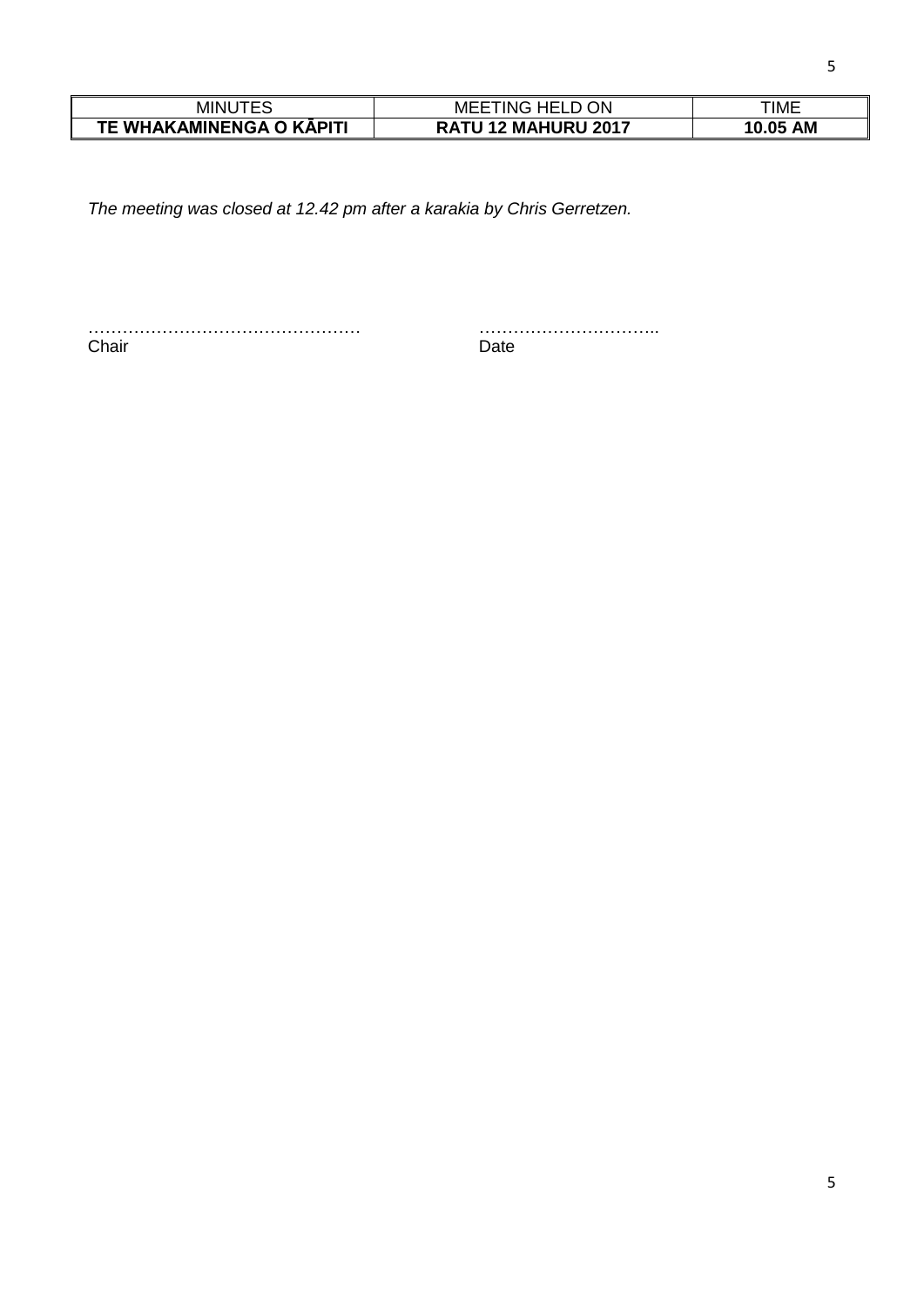*The meeting was closed at 12.42 pm after a karakia by Chris Gerretzen.*

…………………………………………  
Chair

…………………………..  
Date